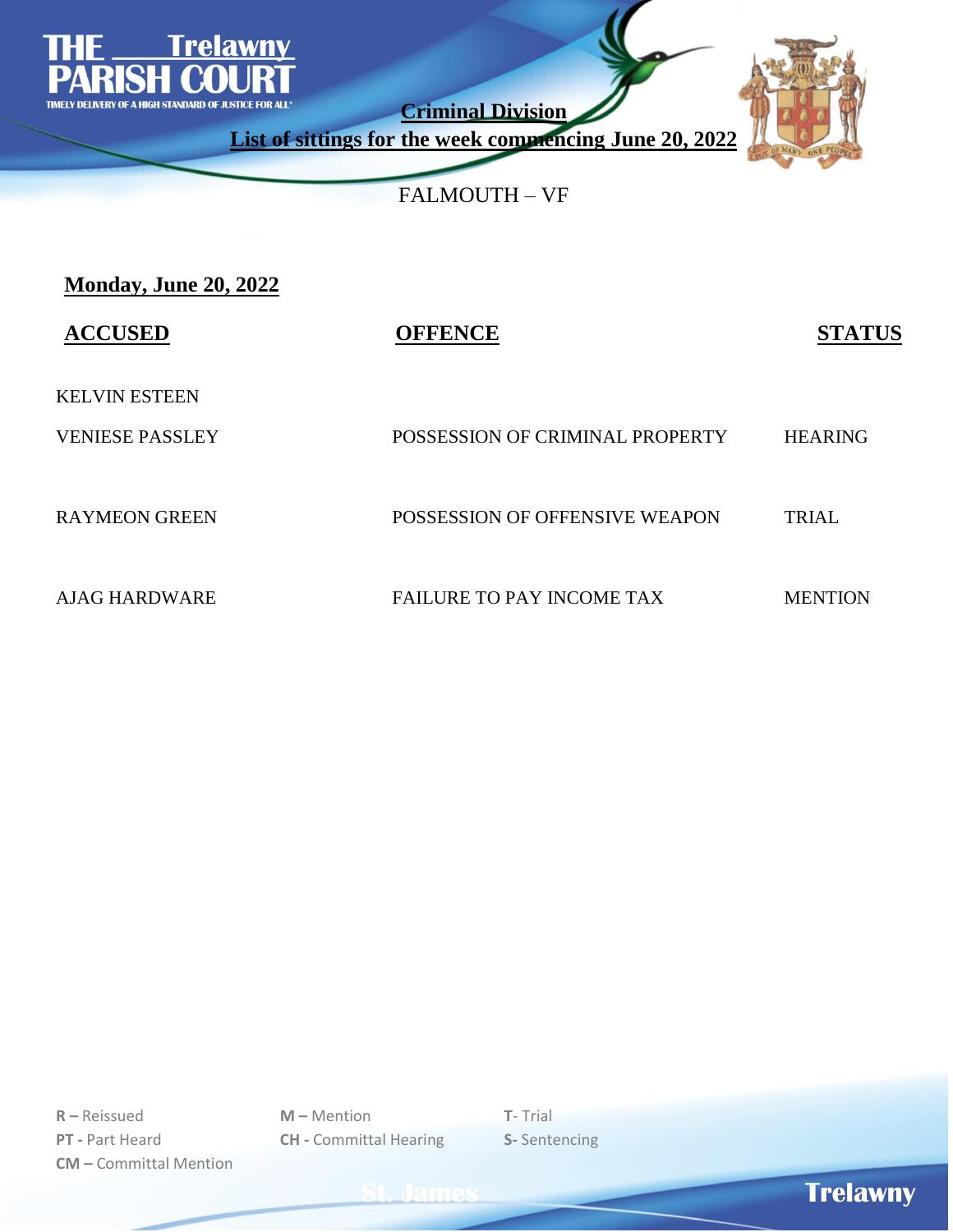# THE Trelawny PARISH COURT

TIMELY DELIVERY OF A HIGH STANDARD OF JUSTICE FOR ALL

## Criminal Division

## List of sittings for the week commencing June 20, 2022

FALMOUTH – VF

### Monday, June 20, 2022

| ACCUSED | OFFENCE | STATUS |
|---|---|---|
| KELVIN ESTEEN | | |
| VENIESE PASSLEY | POSSESSION OF CRIMINAL PROPERTY | HEARING |
| RAYMEON GREEN | POSSESSION OF OFFENSIVE WEAPON | TRIAL |
| AJAG HARDWARE | FAILURE TO PAY INCOME TAX | MENTION |

**R –** Reissued
**PT -** Part Heard
**CM –** Committal Mention
**M –** Mention
**CH -** Committal Hearing
**T-** Trial
**S-** Sentencing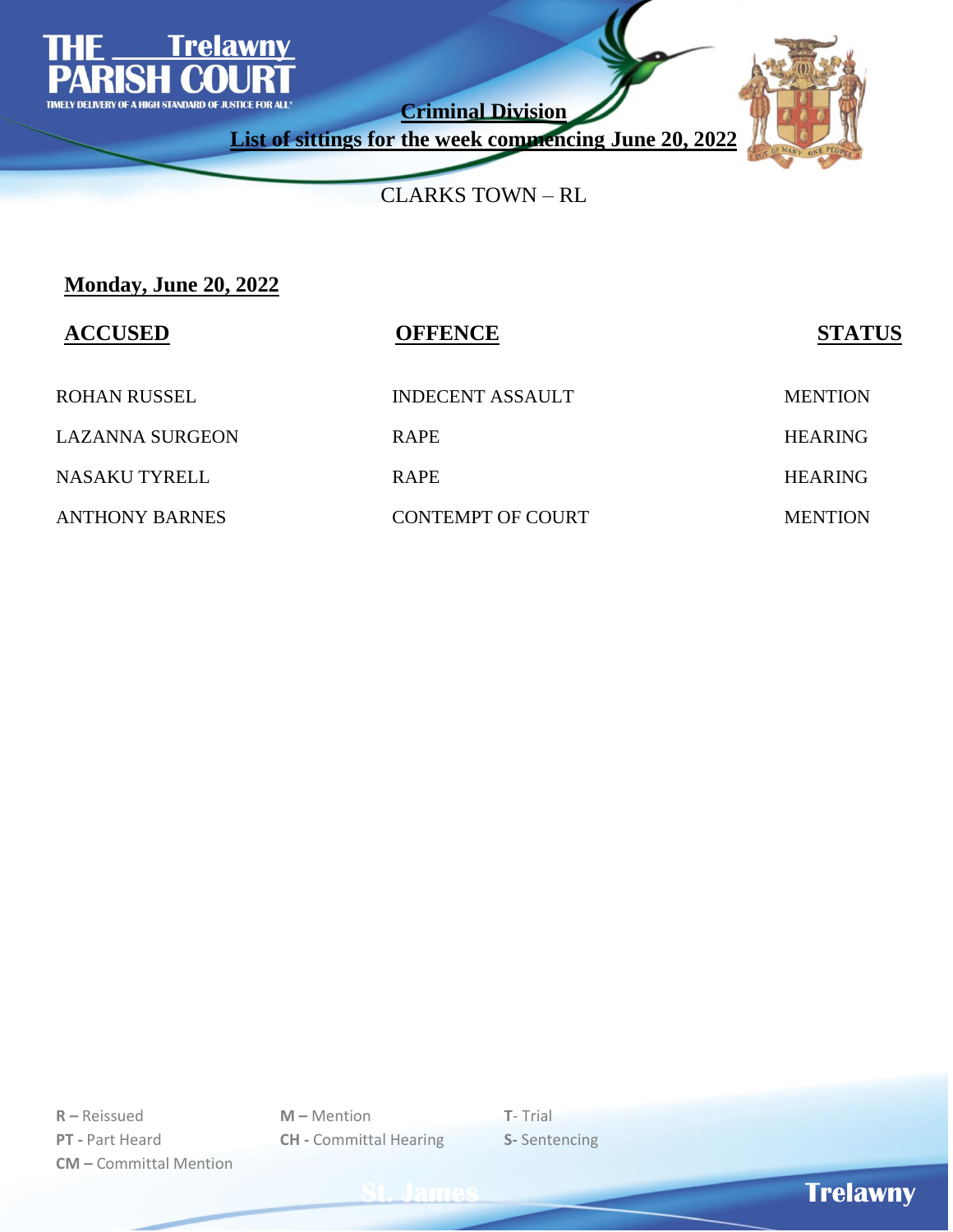# THE Trelawny PARISH COURT

TIMELY DELIVERY OF A HIGH STANDARD OF JUSTICE FOR ALL

**Criminal Division**

**List of sittings for the week commencing June 20, 2022**

CLARKS TOWN – RL

**Monday, June 20, 2022**

| ACCUSED | OFFENCE | STATUS |
|---|---|---|
| ROHAN RUSSEL | INDECENT ASSAULT | MENTION |
| LAZANNA SURGEON | RAPE | HEARING |
| NASAKU TYRELL | RAPE | HEARING |
| ANTHONY BARNES | CONTEMPT OF COURT | MENTION |

**R –** Reissued
**PT -** Part Heard
**CM –** Committal Mention
**M –** Mention
**CH -** Committal Hearing
**T-** Trial
**S-** Sentencing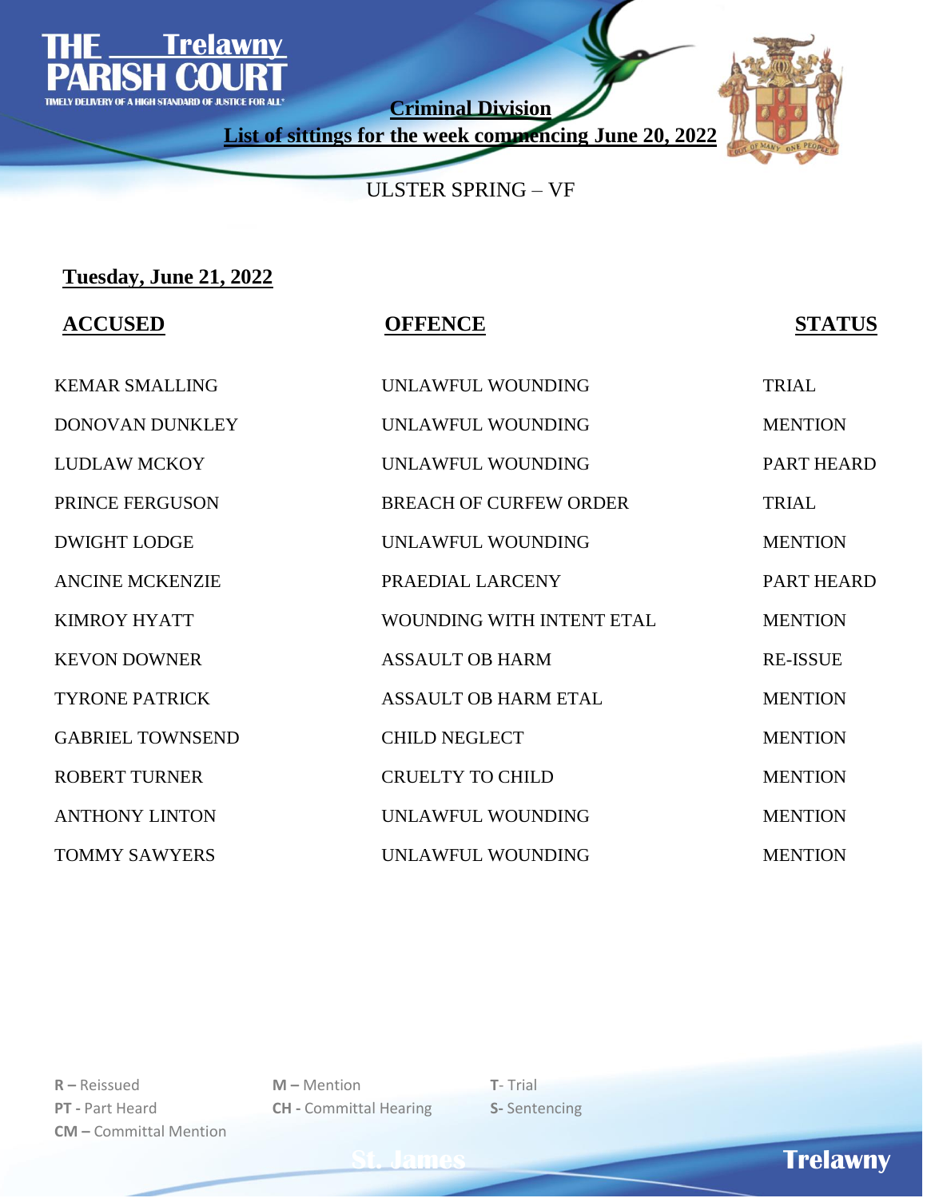THE Trelawny PARISH COURT

TIMELY DELIVERY OF A HIGH STANDARD OF JUSTICE FOR ALL

**Criminal Division**

**List of sittings for the week commencing June 20, 2022**

ULSTER SPRING – VF

**Tuesday, June 21, 2022**

| ACCUSED | OFFENCE | STATUS |
|---|---|---|
| KEMAR SMALLING | UNLAWFUL WOUNDING | TRIAL |
| DONOVAN DUNKLEY | UNLAWFUL WOUNDING | MENTION |
| LUDLAW MCKOY | UNLAWFUL WOUNDING | PART HEARD |
| PRINCE FERGUSON | BREACH OF CURFEW ORDER | TRIAL |
| DWIGHT LODGE | UNLAWFUL WOUNDING | MENTION |
| ANCINE MCKENZIE | PRAEDIAL LARCENY | PART HEARD |
| KIMROY HYATT | WOUNDING WITH INTENT ETAL | MENTION |
| KEVON DOWNER | ASSAULT OB HARM | RE-ISSUE |
| TYRONE PATRICK | ASSAULT OB HARM ETAL | MENTION |
| GABRIEL TOWNSEND | CHILD NEGLECT | MENTION |
| ROBERT TURNER | CRUELTY TO CHILD | MENTION |
| ANTHONY LINTON | UNLAWFUL WOUNDING | MENTION |
| TOMMY SAWYERS | UNLAWFUL WOUNDING | MENTION |

**R –** Reissued
**PT -** Part Heard
**CM –** Committal Mention
**M –** Mention
**CH -** Committal Hearing
**T**- Trial
**S-** Sentencing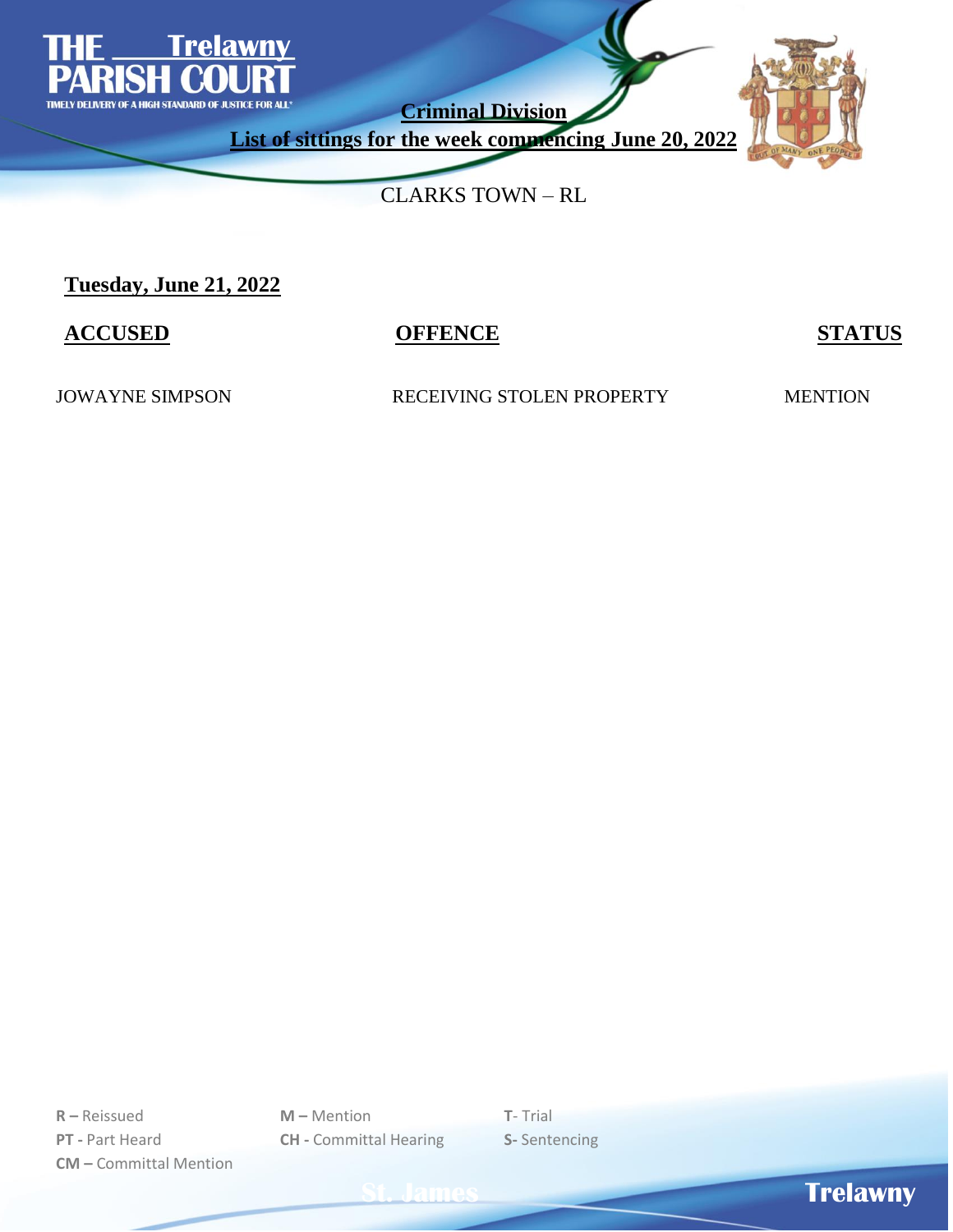# THE Trelawny PARISH COURT

TIMELY DELIVERY OF A HIGH STANDARD OF JUSTICE FOR ALL*

**Criminal Division**

**List of sittings for the week commencing June 20, 2022**

CLARKS TOWN – RL

**Tuesday, June 21, 2022**

| ACCUSED | OFFENCE | STATUS |
|---|---|---|
| JOWAYNE SIMPSON | RECEIVING STOLEN PROPERTY | MENTION |

**R –** Reissued
**PT -** Part Heard
**CM –** Committal Mention
**M –** Mention
**CH -** Committal Hearing
**T-** Trial
**S-** Sentencing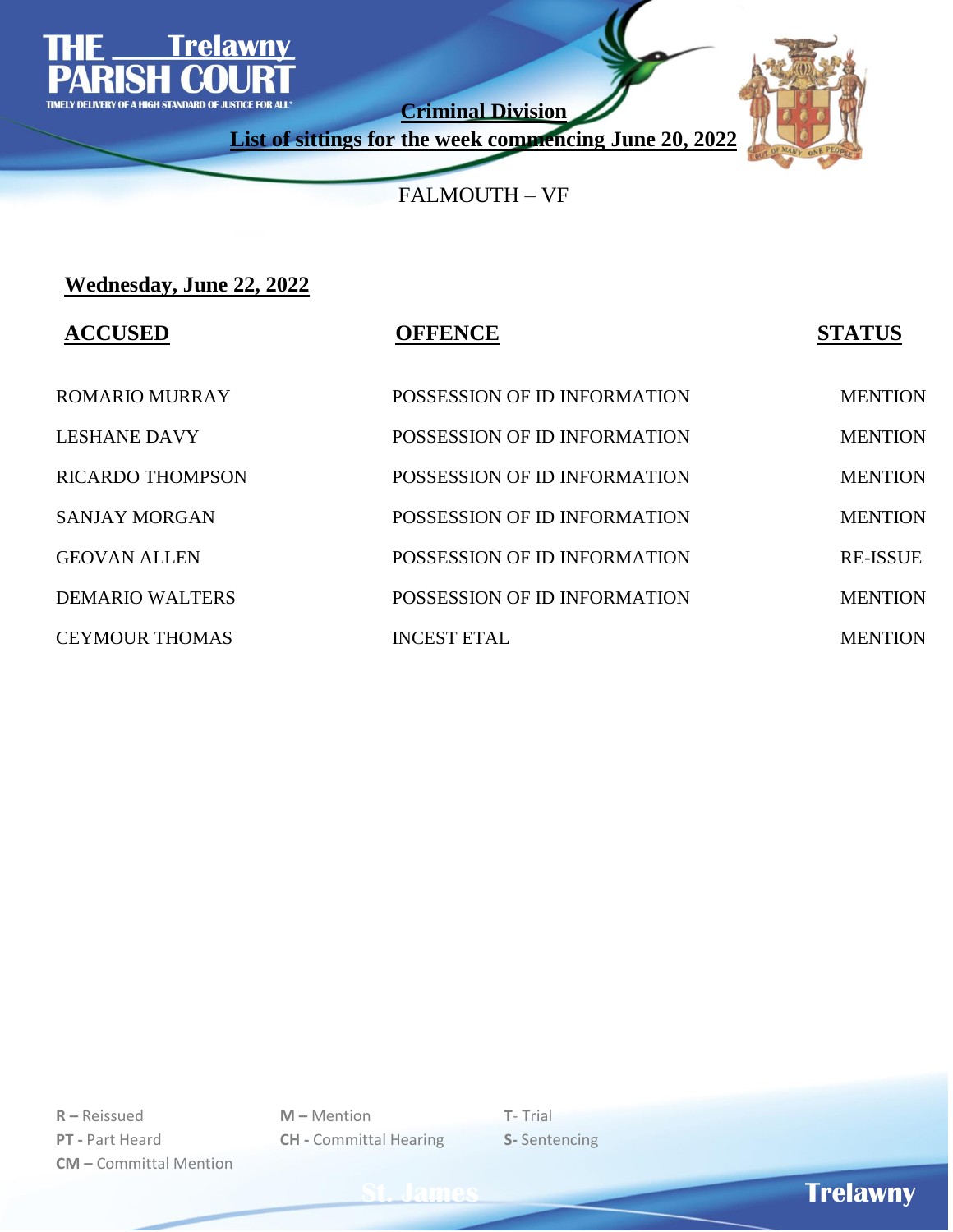# THE Trelawny PARISH COURT

TIMELY DELIVERY OF A HIGH STANDARD OF JUSTICE FOR ALL

## Criminal Division

## List of sittings for the week commencing June 20, 2022

FALMOUTH – VF

### Wednesday, June 22, 2022

| ACCUSED | OFFENCE | STATUS |
|---|---|---|
| ROMARIO MURRAY | POSSESSION OF ID INFORMATION | MENTION |
| LESHANE DAVY | POSSESSION OF ID INFORMATION | MENTION |
| RICARDO THOMPSON | POSSESSION OF ID INFORMATION | MENTION |
| SANJAY MORGAN | POSSESSION OF ID INFORMATION | MENTION |
| GEOVAN ALLEN | POSSESSION OF ID INFORMATION | RE-ISSUE |
| DEMARIO WALTERS | POSSESSION OF ID INFORMATION | MENTION |
| CEYMOUR THOMAS | INCEST ETAL | MENTION |

**R –** Reissued
**PT -** Part Heard
**CM –** Committal Mention
**M –** Mention
**CH -** Committal Hearing
**T-** Trial
**S-** Sentencing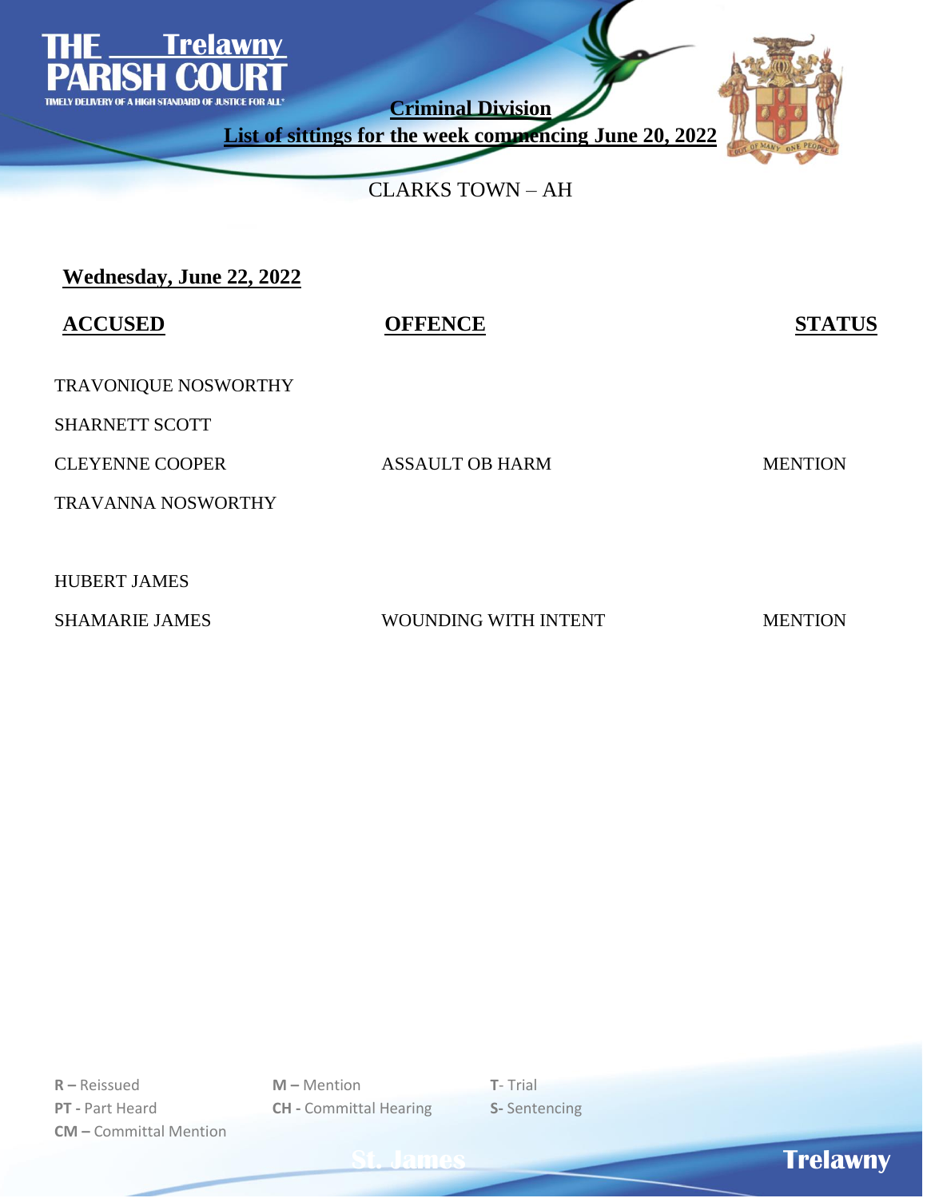# THE Trelawny PARISH COURT

TIMELY DELIVERY OF A HIGH STANDARD OF JUSTICE FOR ALL

## Criminal Division

## List of sittings for the week commencing June 20, 2022

CLARKS TOWN – AH

### Wednesday, June 22, 2022

| ACCUSED | OFFENCE | STATUS |
|---|---|---|
| TRAVONIQUE NOSWORTHY | | |
| SHARNETT SCOTT | | |
| CLEYENNE COOPER | ASSAULT OB HARM | MENTION |
| TRAVANNA NOSWORTHY | | |
| | | |
| HUBERT JAMES | | |
| SHAMARIE JAMES | WOUNDING WITH INTENT | MENTION |

**R –** Reissued
**PT -** Part Heard
**CM –** Committal Mention
**M –** Mention
**CH -** Committal Hearing
**T-** Trial
**S-** Sentencing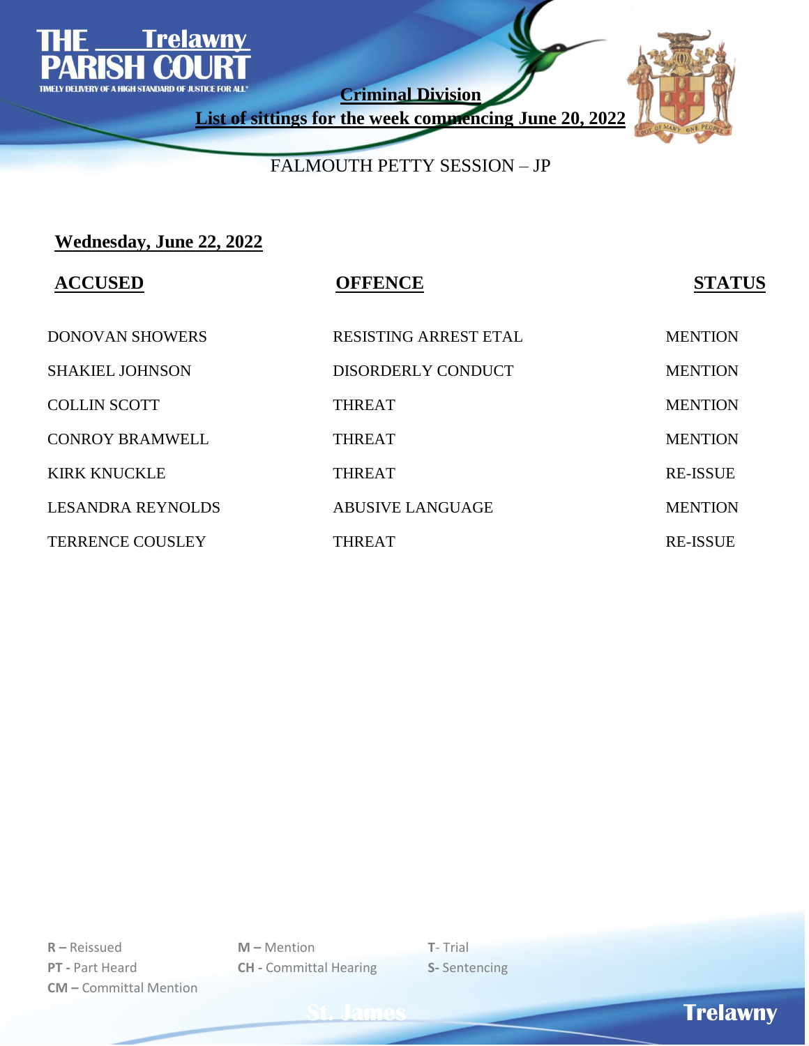# THE Trelawny PARISH COURT

TIMELY DELIVERY OF A HIGH STANDARD OF JUSTICE FOR ALL

**Criminal Division**

**List of sittings for the week commencing June 20, 2022**

FALMOUTH PETTY SESSION – JP

**Wednesday, June 22, 2022**

| ACCUSED | OFFENCE | STATUS |
|---|---|---|
| DONOVAN SHOWERS | RESISTING ARREST ETAL | MENTION |
| SHAKIEL JOHNSON | DISORDERLY CONDUCT | MENTION |
| COLLIN SCOTT | THREAT | MENTION |
| CONROY BRAMWELL | THREAT | MENTION |
| KIRK KNUCKLE | THREAT | RE-ISSUE |
| LESANDRA REYNOLDS | ABUSIVE LANGUAGE | MENTION |
| TERRENCE COUSLEY | THREAT | RE-ISSUE |

**R –** Reissued
**PT -** Part Heard
**CM –** Committal Mention
**M –** Mention
**CH -** Committal Hearing
**T-** Trial
**S-** Sentencing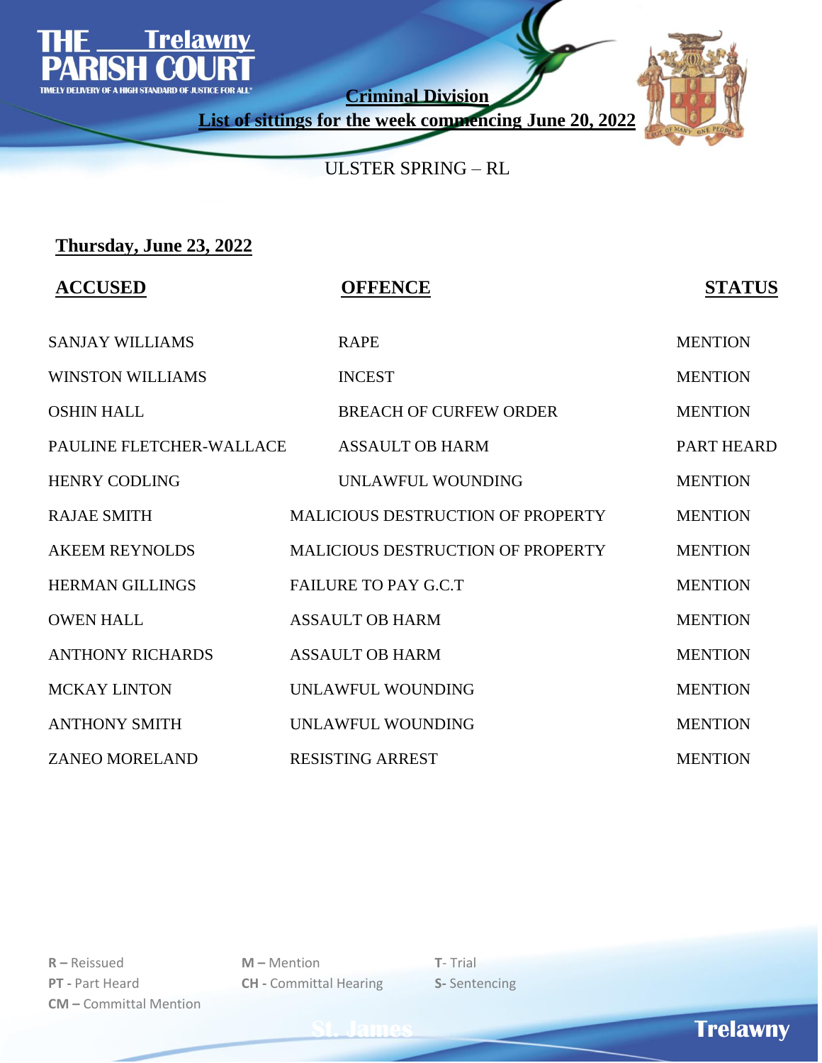# THE Trelawny PARISH COURT

TIMELY DELIVERY OF A HIGH STANDARD OF JUSTICE FOR ALL*

## Criminal Division

## List of sittings for the week commencing June 20, 2022

ULSTER SPRING – RL

### Thursday, June 23, 2022

| ACCUSED | OFFENCE | STATUS |
|---|---|---|
| SANJAY WILLIAMS | RAPE | MENTION |
| WINSTON WILLIAMS | INCEST | MENTION |
| OSHIN HALL | BREACH OF CURFEW ORDER | MENTION |
| PAULINE FLETCHER-WALLACE | ASSAULT OB HARM | PART HEARD |
| HENRY CODLING | UNLAWFUL WOUNDING | MENTION |
| RAJAE SMITH | MALICIOUS DESTRUCTION OF PROPERTY | MENTION |
| AKEEM REYNOLDS | MALICIOUS DESTRUCTION OF PROPERTY | MENTION |
| HERMAN GILLINGS | FAILURE TO PAY G.C.T | MENTION |
| OWEN HALL | ASSAULT OB HARM | MENTION |
| ANTHONY RICHARDS | ASSAULT OB HARM | MENTION |
| MCKAY LINTON | UNLAWFUL WOUNDING | MENTION |
| ANTHONY SMITH | UNLAWFUL WOUNDING | MENTION |
| ZANEO MORELAND | RESISTING ARREST | MENTION |

**R –** Reissued
**PT -** Part Heard
**CM –** Committal Mention
**M –** Mention
**CH -** Committal Hearing
**T**- Trial
**S-** Sentencing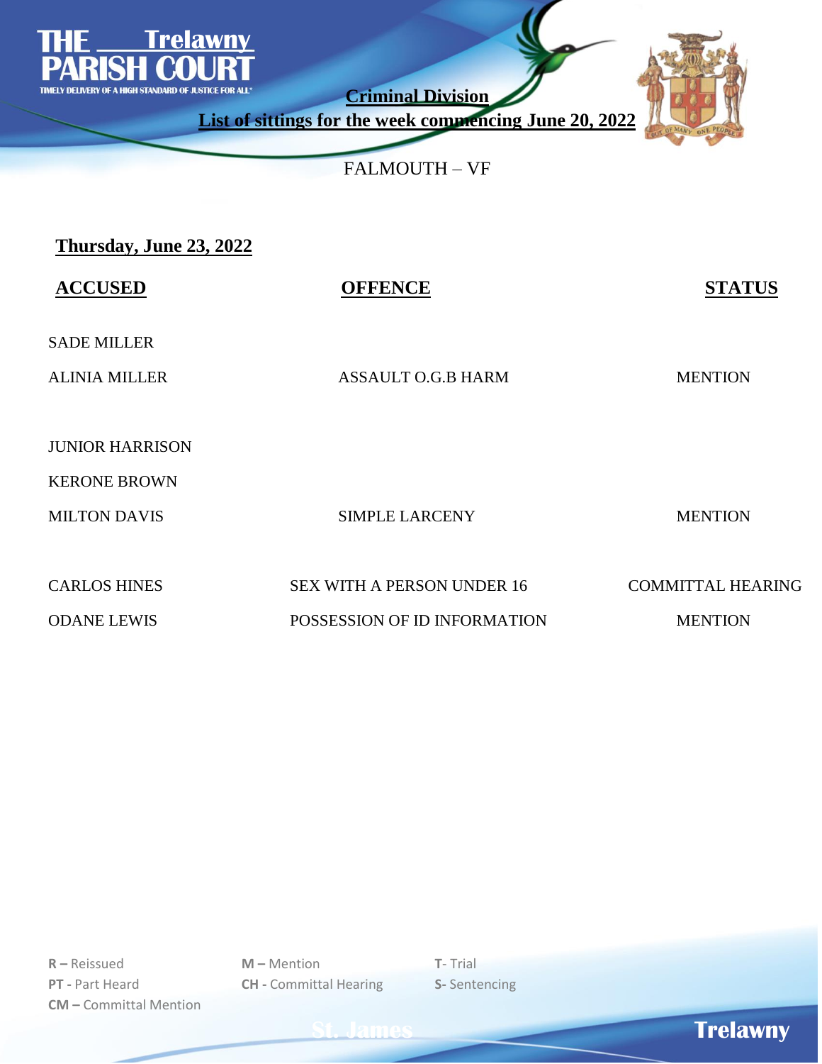THE Trelawny PARISH COURT

TIMELY DELIVERY OF A HIGH STANDARD OF JUSTICE FOR ALL

## Criminal Division

## List of sittings for the week commencing June 20, 2022

FALMOUTH – VF

### Thursday, June 23, 2022

| ACCUSED | OFFENCE | STATUS |
|---|---|---|
| SADE MILLER | | |
| ALINIA MILLER | ASSAULT O.G.B HARM | MENTION |
| JUNIOR HARRISON | | |
| KERONE BROWN | | |
| MILTON DAVIS | SIMPLE LARCENY | MENTION |
| CARLOS HINES | SEX WITH A PERSON UNDER 16 | COMMITTAL HEARING |
| ODANE LEWIS | POSSESSION OF ID INFORMATION | MENTION |

**R –** Reissued
**PT -** Part Heard
**CM –** Committal Mention
**M –** Mention
**CH -** Committal Hearing
**T**- Trial
**S-** Sentencing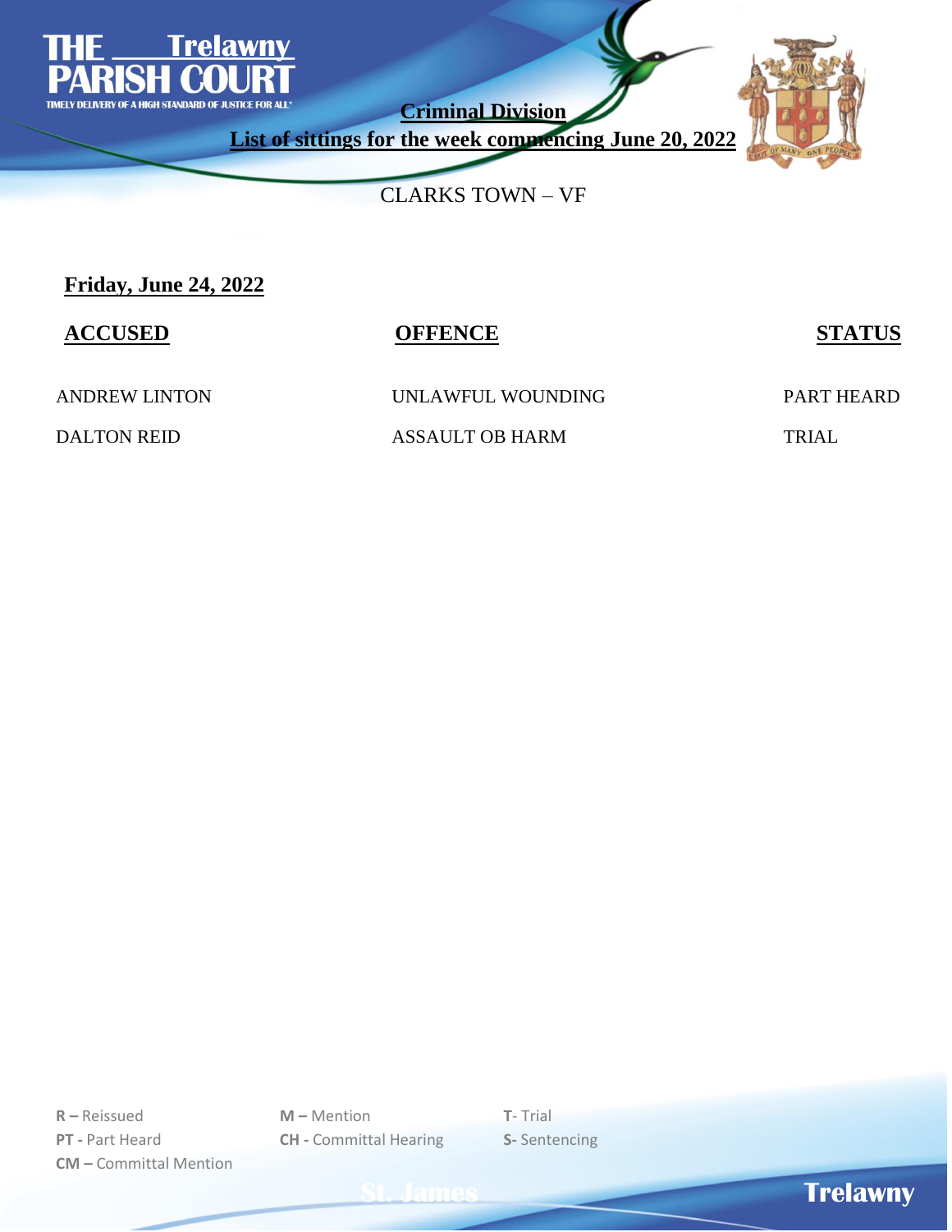# THE Trelawny PARISH COURT

TIMELY DELIVERY OF A HIGH STANDARD OF JUSTICE FOR ALL

## Criminal Division

## List of sittings for the week commencing June 20, 2022

CLARKS TOWN – VF

### Friday, June 24, 2022

| ACCUSED | OFFENCE | STATUS |
|---|---|---|
| ANDREW LINTON | UNLAWFUL WOUNDING | PART HEARD |
| DALTON REID | ASSAULT OB HARM | TRIAL |

**R –** Reissued
**PT -** Part Heard
**CM –** Committal Mention
**M –** Mention
**CH -** Committal Hearing
**T-** Trial
**S-** Sentencing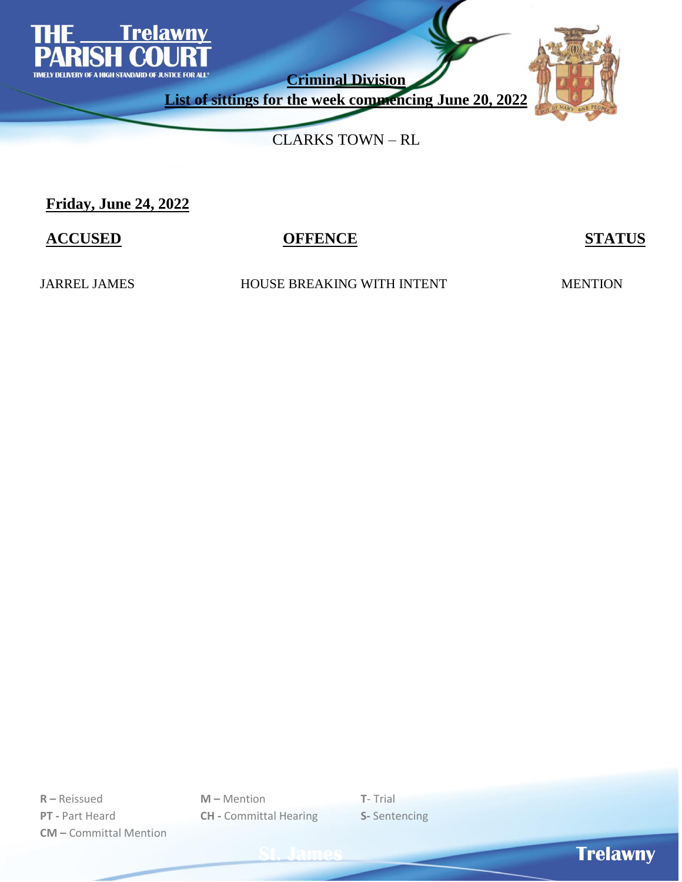# THE Trelawny PARISH COURT

TIMELY DELIVERY OF A HIGH STANDARD OF JUSTICE FOR ALL

## Criminal Division

## List of sittings for the week commencing June 20, 2022

CLARKS TOWN – RL

### Friday, June 24, 2022

| ACCUSED | OFFENCE | STATUS |
|---|---|---|
| JARREL JAMES | HOUSE BREAKING WITH INTENT | MENTION |

**R –** Reissued
**PT -** Part Heard
**CM –** Committal Mention
**M –** Mention
**CH -** Committal Hearing
**T-** Trial
**S-** Sentencing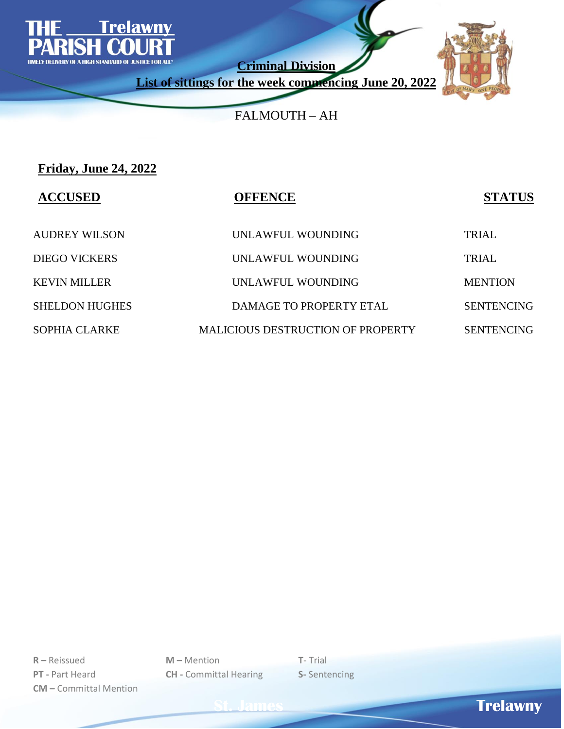# THE Trelawny PARISH COURT

TIMELY DELIVERY OF A HIGH STANDARD OF JUSTICE FOR ALL*

## Criminal Division

## List of sittings for the week commencing June 20, 2022

FALMOUTH – AH

### Friday, June 24, 2022

| ACCUSED | OFFENCE | STATUS |
| --- | --- | --- |
| AUDREY WILSON | UNLAWFUL WOUNDING | TRIAL |
| DIEGO VICKERS | UNLAWFUL WOUNDING | TRIAL |
| KEVIN MILLER | UNLAWFUL WOUNDING | MENTION |
| SHELDON HUGHES | DAMAGE TO PROPERTY ETAL | SENTENCING |
| SOPHIA CLARKE | MALICIOUS DESTRUCTION OF PROPERTY | SENTENCING |

**R –** Reissued
**PT -** Part Heard
**CM –** Committal Mention
**M –** Mention
**CH -** Committal Hearing
**T-** Trial
**S-** Sentencing